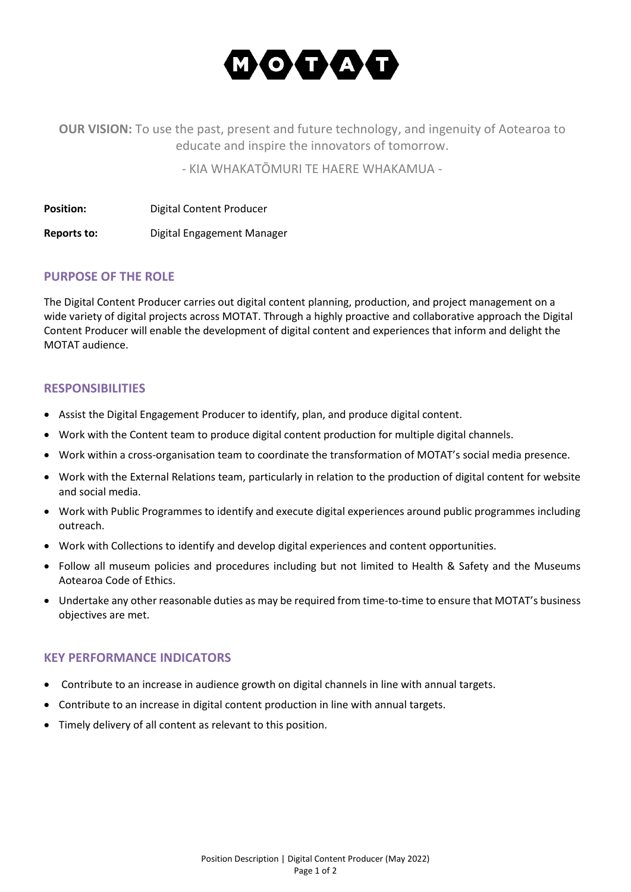MOTAT

**OUR VISION:** To use the past, present and future technology, and ingenuity of Aotearoa to educate and inspire the innovators of tomorrow.

- KIA WHAKATŌMURI TE HAERE WHAKAMUA -

**Position:** Digital Content Producer

**Reports to:** Digital Engagement Manager

## PURPOSE OF THE ROLE

The Digital Content Producer carries out digital content planning, production, and project management on a wide variety of digital projects across MOTAT. Through a highly proactive and collaborative approach the Digital Content Producer will enable the development of digital content and experiences that inform and delight the MOTAT audience.

## RESPONSIBILITIES

- Assist the Digital Engagement Producer to identify, plan, and produce digital content.
- Work with the Content team to produce digital content production for multiple digital channels.
- Work within a cross-organisation team to coordinate the transformation of MOTAT's social media presence.
- Work with the External Relations team, particularly in relation to the production of digital content for website and social media.
- Work with Public Programmes to identify and execute digital experiences around public programmes including outreach.
- Work with Collections to identify and develop digital experiences and content opportunities.
- Follow all museum policies and procedures including but not limited to Health & Safety and the Museums Aotearoa Code of Ethics.
- Undertake any other reasonable duties as may be required from time-to-time to ensure that MOTAT's business objectives are met.

## KEY PERFORMANCE INDICATORS

- Contribute to an increase in audience growth on digital channels in line with annual targets.
- Contribute to an increase in digital content production in line with annual targets.
- Timely delivery of all content as relevant to this position.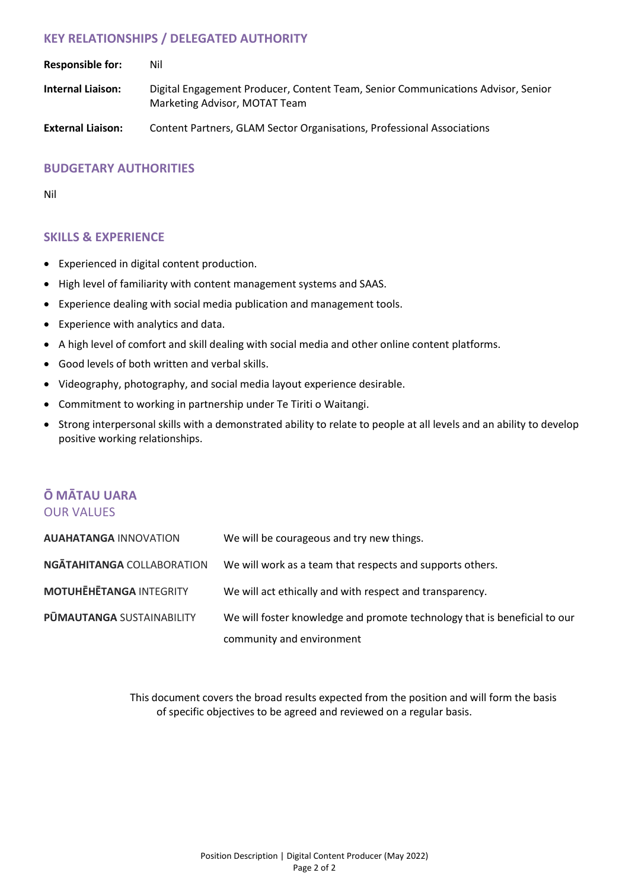## KEY RELATIONSHIPS / DELEGATED AUTHORITY

| | |
|---|---|
| **Responsible for:** | Nil |
| **Internal Liaison:** | Digital Engagement Producer, Content Team, Senior Communications Advisor, Senior Marketing Advisor, MOTAT Team |
| **External Liaison:** | Content Partners, GLAM Sector Organisations, Professional Associations |

## BUDGETARY AUTHORITIES

Nil

## SKILLS & EXPERIENCE

- Experienced in digital content production.
- High level of familiarity with content management systems and SAAS.
- Experience dealing with social media publication and management tools.
- Experience with analytics and data.
- A high level of comfort and skill dealing with social media and other online content platforms.
- Good levels of both written and verbal skills.
- Videography, photography, and social media layout experience desirable.
- Commitment to working in partnership under Te Tiriti o Waitangi.
- Strong interpersonal skills with a demonstrated ability to relate to people at all levels and an ability to develop positive working relationships.

## Ō MĀTAU UARA
### OUR VALUES

| | |
|---|---|
| **AUAHATANGA** INNOVATION | We will be courageous and try new things. |
| **NGĀTAHITANGA** COLLABORATION | We will work as a team that respects and supports others. |
| **MOTUHĒHĒTANGA** INTEGRITY | We will act ethically and with respect and transparency. |
| **PŪMAUTANGA** SUSTAINABILITY | We will foster knowledge and promote technology that is beneficial to our community and environment |

This document covers the broad results expected from the position and will form the basis of specific objectives to be agreed and reviewed on a regular basis.